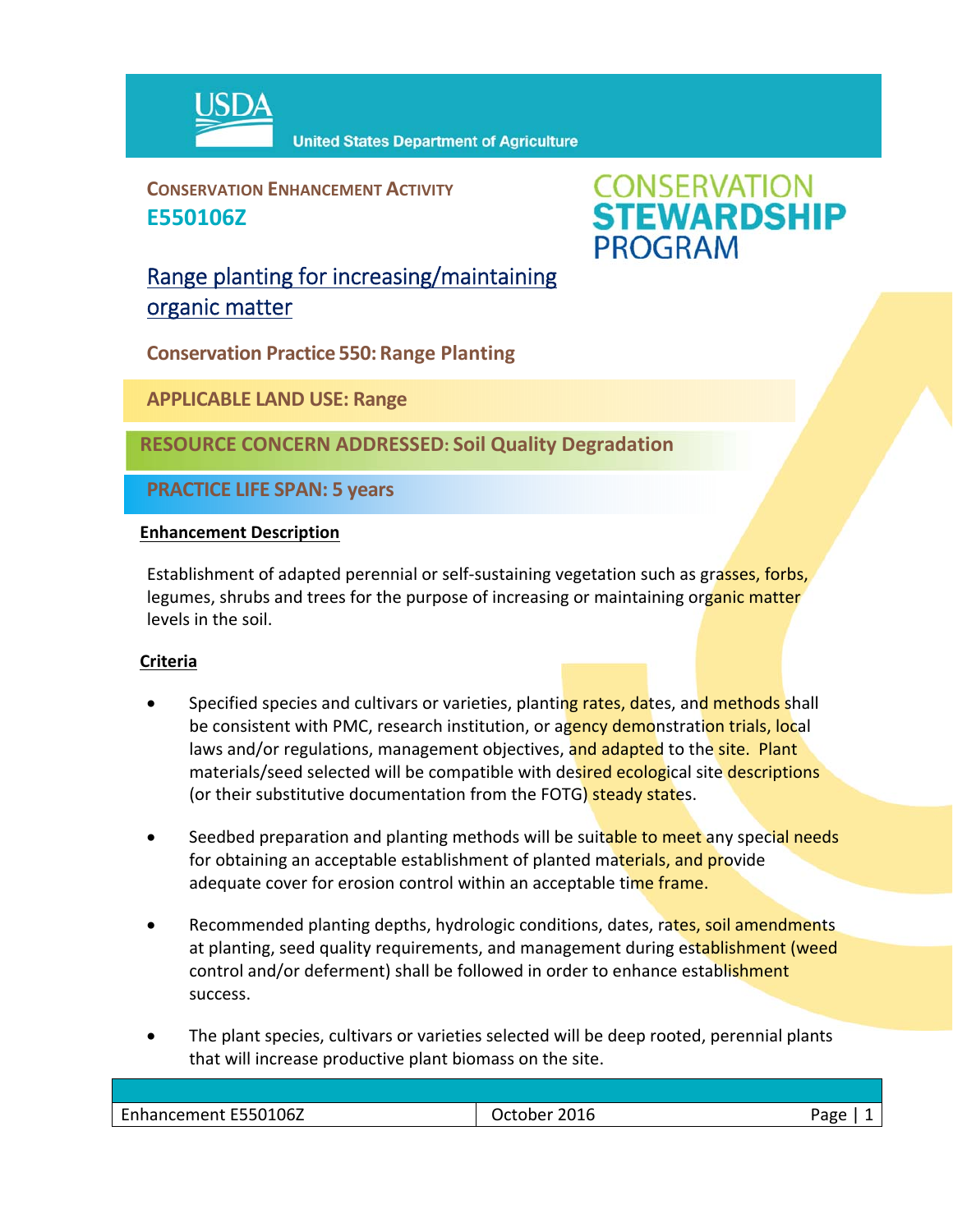USDA United States Department of Agriculture

**CONSERVATION ENHANCEMENT ACTIVITY**
**E550106Z**

CONSERVATION STEWARDSHIP PROGRAM

# Range planting for increasing/maintaining organic matter

**Conservation Practice 550: Range Planting**

**APPLICABLE LAND USE: Range**

**RESOURCE CONCERN ADDRESSED: Soil Quality Degradation**

**PRACTICE LIFE SPAN: 5 years**

## Enhancement Description

Establishment of adapted perennial or self-sustaining vegetation such as grasses, forbs, legumes, shrubs and trees for the purpose of increasing or maintaining organic matter levels in the soil.

## Criteria

- Specified species and cultivars or varieties, planting rates, dates, and methods shall be consistent with PMC, research institution, or agency demonstration trials, local laws and/or regulations, management objectives, and adapted to the site. Plant materials/seed selected will be compatible with desired ecological site descriptions (or their substitutive documentation from the FOTG) steady states.

- Seedbed preparation and planting methods will be suitable to meet any special needs for obtaining an acceptable establishment of planted materials, and provide adequate cover for erosion control within an acceptable time frame.

- Recommended planting depths, hydrologic conditions, dates, rates, soil amendments at planting, seed quality requirements, and management during establishment (weed control and/or deferment) shall be followed in order to enhance establishment success.

- The plant species, cultivars or varieties selected will be deep rooted, perennial plants that will increase productive plant biomass on the site.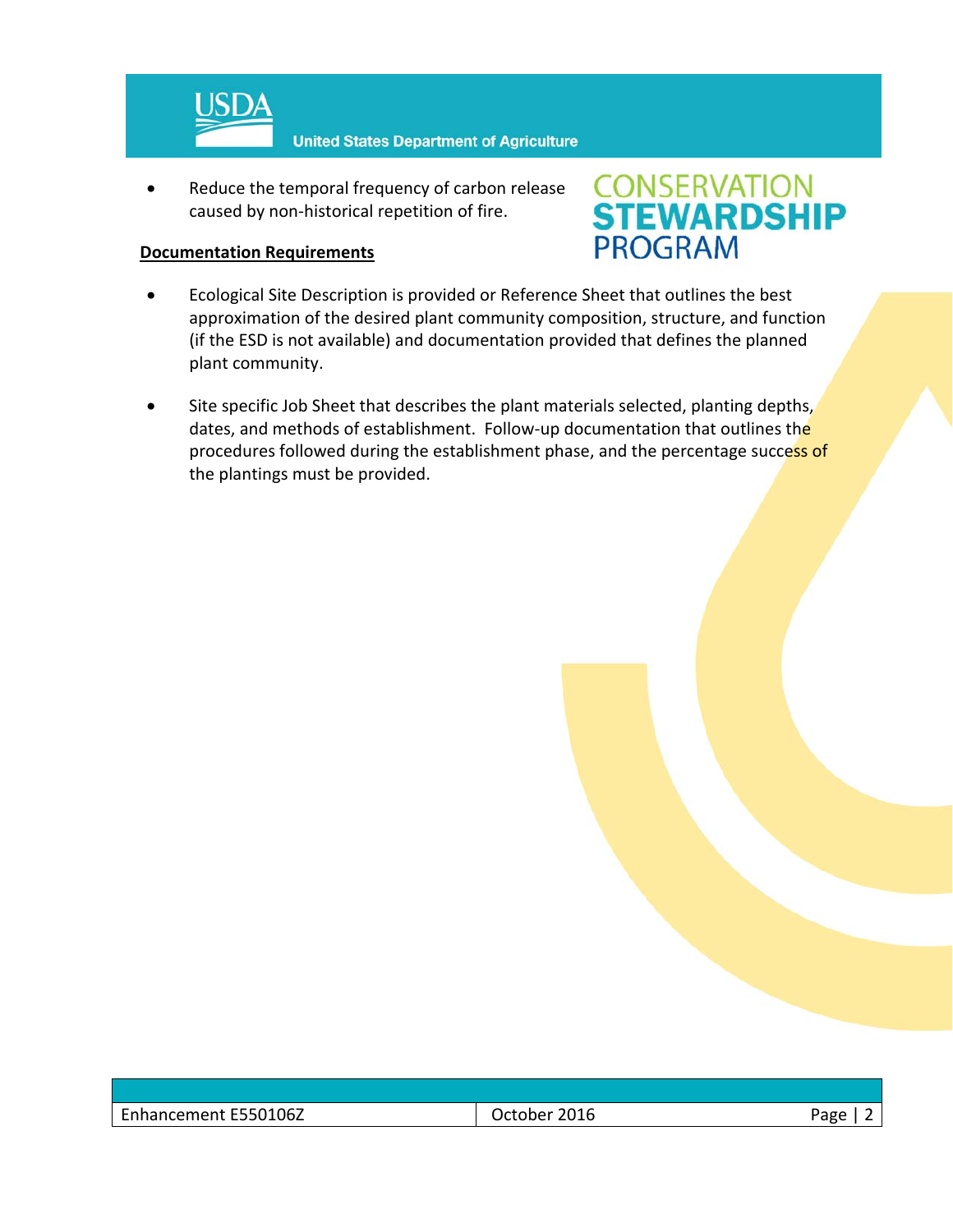- Reduce the temporal frequency of carbon release caused by non-historical repetition of fire.

**Documentation Requirements**

- Ecological Site Description is provided or Reference Sheet that outlines the best approximation of the desired plant community composition, structure, and function (if the ESD is not available) and documentation provided that defines the planned plant community.

- Site specific Job Sheet that describes the plant materials selected, planting depths, dates, and methods of establishment. Follow-up documentation that outlines the procedures followed during the establishment phase, and the percentage success of the plantings must be provided.